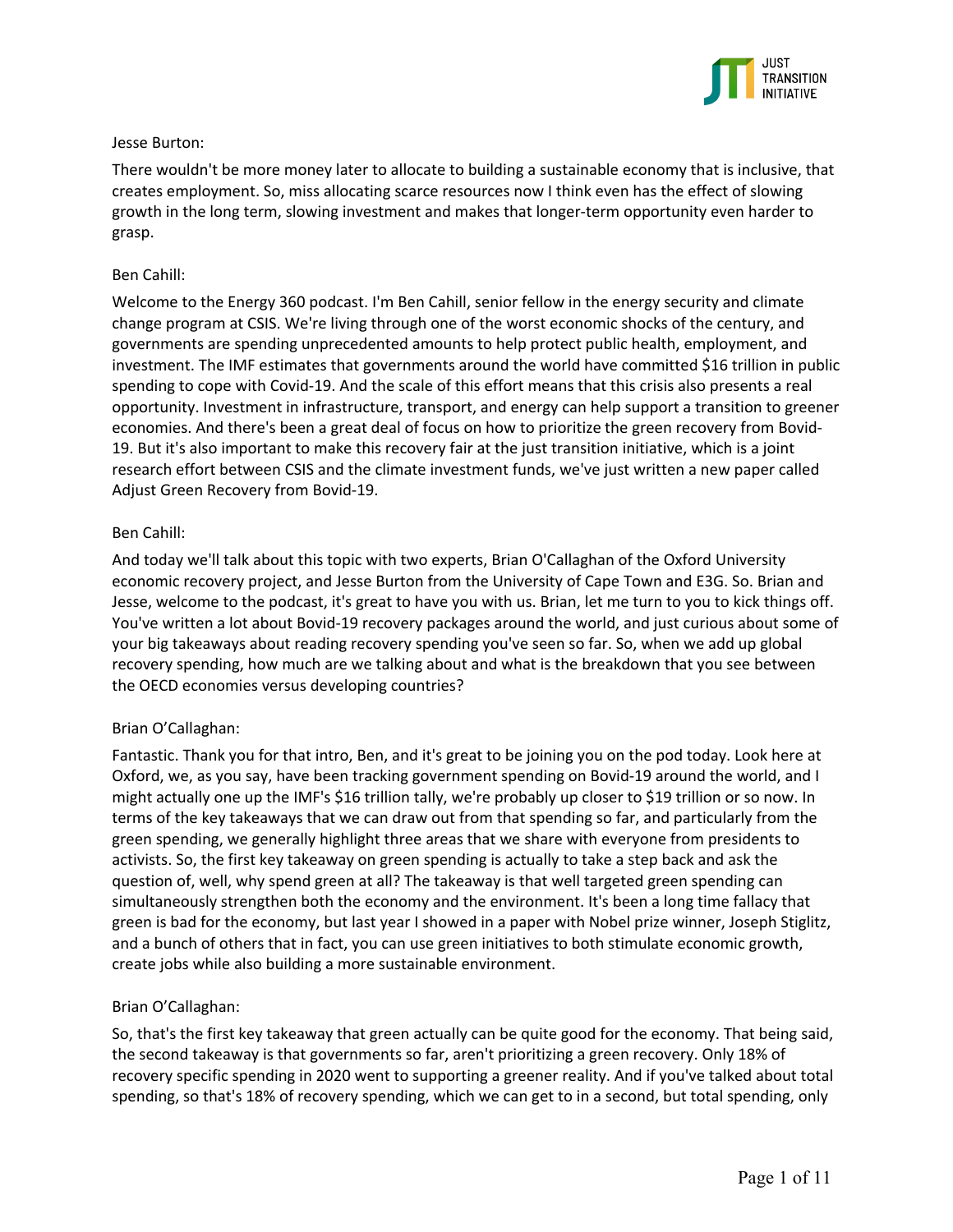Jesse Burton:

There wouldn't be more money later to allocate to building a sustainable economy that is inclusive, that creates employment. So, miss allocating scarce resources now I think even has the effect of slowing growth in the long term, slowing investment and makes that longer-term opportunity even harder to grasp.

Ben Cahill:

Welcome to the Energy 360 podcast. I'm Ben Cahill, senior fellow in the energy security and climate change program at CSIS. We're living through one of the worst economic shocks of the century, and governments are spending unprecedented amounts to help protect public health, employment, and investment. The IMF estimates that governments around the world have committed $16 trillion in public spending to cope with Covid-19. And the scale of this effort means that this crisis also presents a real opportunity. Investment in infrastructure, transport, and energy can help support a transition to greener economies. And there's been a great deal of focus on how to prioritize the green recovery from Bovid-19. But it's also important to make this recovery fair at the just transition initiative, which is a joint research effort between CSIS and the climate investment funds, we've just written a new paper called Adjust Green Recovery from Bovid-19.

Ben Cahill:

And today we'll talk about this topic with two experts, Brian O'Callaghan of the Oxford University economic recovery project, and Jesse Burton from the University of Cape Town and E3G. So. Brian and Jesse, welcome to the podcast, it's great to have you with us. Brian, let me turn to you to kick things off. You've written a lot about Bovid-19 recovery packages around the world, and just curious about some of your big takeaways about reading recovery spending you've seen so far. So, when we add up global recovery spending, how much are we talking about and what is the breakdown that you see between the OECD economies versus developing countries?

Brian O'Callaghan:

Fantastic. Thank you for that intro, Ben, and it's great to be joining you on the pod today. Look here at Oxford, we, as you say, have been tracking government spending on Bovid-19 around the world, and I might actually one up the IMF's $16 trillion tally, we're probably up closer to $19 trillion or so now. In terms of the key takeaways that we can draw out from that spending so far, and particularly from the green spending, we generally highlight three areas that we share with everyone from presidents to activists. So, the first key takeaway on green spending is actually to take a step back and ask the question of, well, why spend green at all? The takeaway is that well targeted green spending can simultaneously strengthen both the economy and the environment. It's been a long time fallacy that green is bad for the economy, but last year I showed in a paper with Nobel prize winner, Joseph Stiglitz, and a bunch of others that in fact, you can use green initiatives to both stimulate economic growth, create jobs while also building a more sustainable environment.

Brian O'Callaghan:

So, that's the first key takeaway that green actually can be quite good for the economy. That being said, the second takeaway is that governments so far, aren't prioritizing a green recovery. Only 18% of recovery specific spending in 2020 went to supporting a greener reality. And if you've talked about total spending, so that's 18% of recovery spending, which we can get to in a second, but total spending, only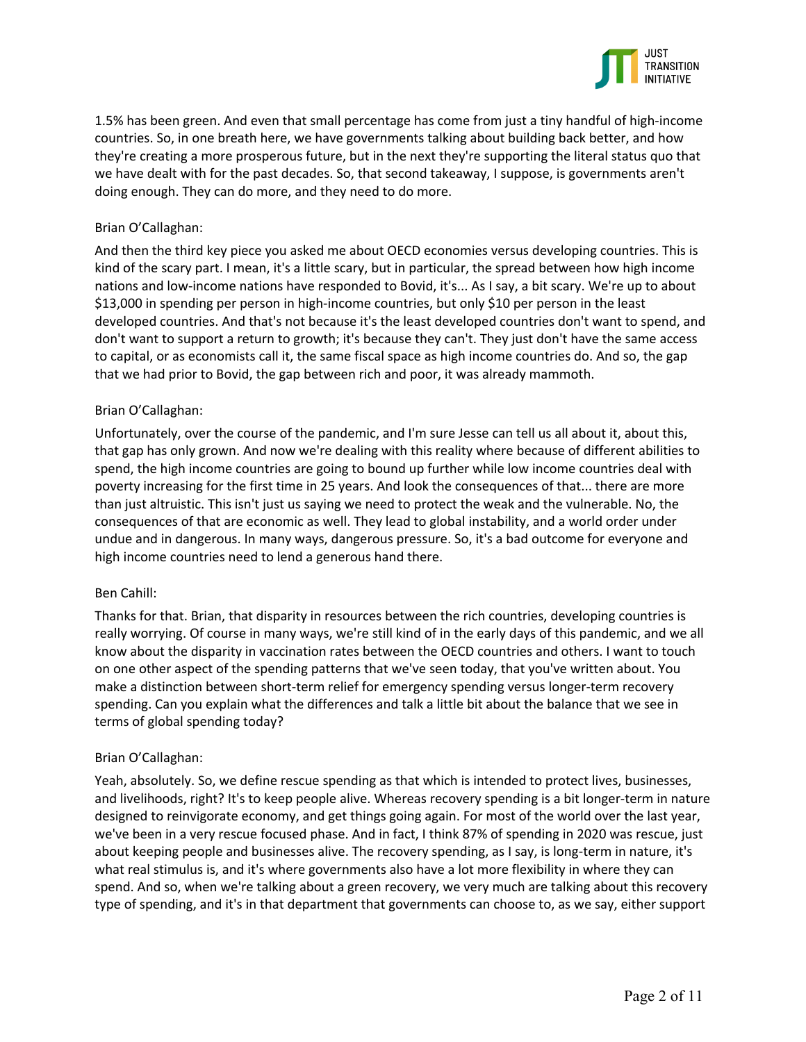1.5% has been green. And even that small percentage has come from just a tiny handful of high-income countries. So, in one breath here, we have governments talking about building back better, and how they're creating a more prosperous future, but in the next they're supporting the literal status quo that we have dealt with for the past decades. So, that second takeaway, I suppose, is governments aren't doing enough. They can do more, and they need to do more.

Brian O'Callaghan:

And then the third key piece you asked me about OECD economies versus developing countries. This is kind of the scary part. I mean, it's a little scary, but in particular, the spread between how high income nations and low-income nations have responded to Bovid, it's... As I say, a bit scary. We're up to about $13,000 in spending per person in high-income countries, but only $10 per person in the least developed countries. And that's not because it's the least developed countries don't want to spend, and don't want to support a return to growth; it's because they can't. They just don't have the same access to capital, or as economists call it, the same fiscal space as high income countries do. And so, the gap that we had prior to Bovid, the gap between rich and poor, it was already mammoth.

Brian O'Callaghan:

Unfortunately, over the course of the pandemic, and I'm sure Jesse can tell us all about it, about this, that gap has only grown. And now we're dealing with this reality where because of different abilities to spend, the high income countries are going to bound up further while low income countries deal with poverty increasing for the first time in 25 years. And look the consequences of that... there are more than just altruistic. This isn't just us saying we need to protect the weak and the vulnerable. No, the consequences of that are economic as well. They lead to global instability, and a world order under undue and in dangerous. In many ways, dangerous pressure. So, it's a bad outcome for everyone and high income countries need to lend a generous hand there.

Ben Cahill:

Thanks for that. Brian, that disparity in resources between the rich countries, developing countries is really worrying. Of course in many ways, we're still kind of in the early days of this pandemic, and we all know about the disparity in vaccination rates between the OECD countries and others. I want to touch on one other aspect of the spending patterns that we've seen today, that you've written about. You make a distinction between short-term relief for emergency spending versus longer-term recovery spending. Can you explain what the differences and talk a little bit about the balance that we see in terms of global spending today?

Brian O'Callaghan:

Yeah, absolutely. So, we define rescue spending as that which is intended to protect lives, businesses, and livelihoods, right? It's to keep people alive. Whereas recovery spending is a bit longer-term in nature designed to reinvigorate economy, and get things going again. For most of the world over the last year, we've been in a very rescue focused phase. And in fact, I think 87% of spending in 2020 was rescue, just about keeping people and businesses alive. The recovery spending, as I say, is long-term in nature, it's what real stimulus is, and it's where governments also have a lot more flexibility in where they can spend. And so, when we're talking about a green recovery, we very much are talking about this recovery type of spending, and it's in that department that governments can choose to, as we say, either support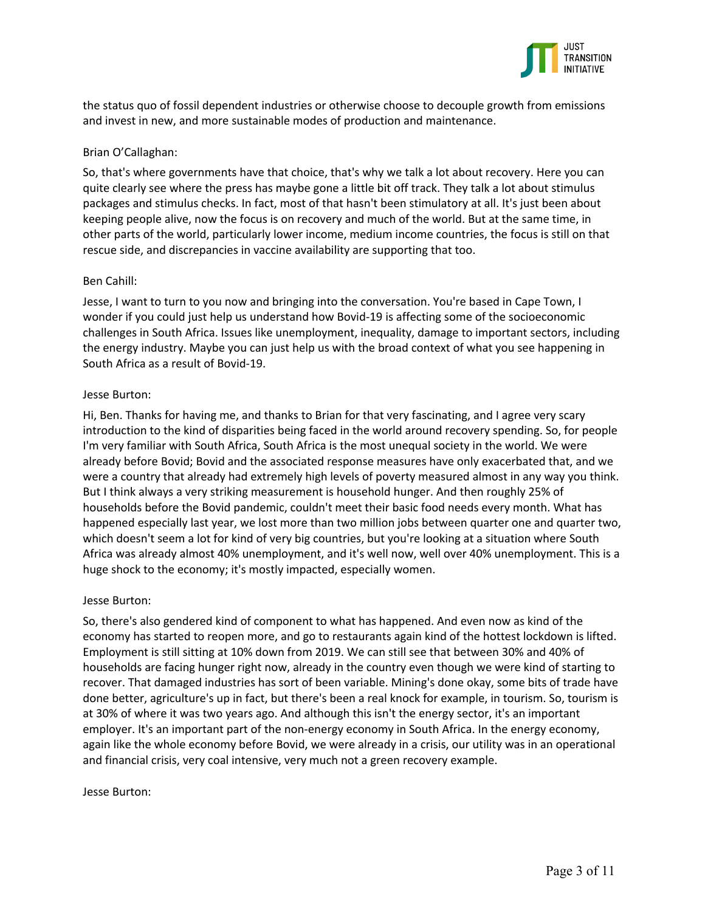the status quo of fossil dependent industries or otherwise choose to decouple growth from emissions and invest in new, and more sustainable modes of production and maintenance.

Brian O'Callaghan:

So, that's where governments have that choice, that's why we talk a lot about recovery. Here you can quite clearly see where the press has maybe gone a little bit off track. They talk a lot about stimulus packages and stimulus checks. In fact, most of that hasn't been stimulatory at all. It's just been about keeping people alive, now the focus is on recovery and much of the world. But at the same time, in other parts of the world, particularly lower income, medium income countries, the focus is still on that rescue side, and discrepancies in vaccine availability are supporting that too.

Ben Cahill:

Jesse, I want to turn to you now and bringing into the conversation. You're based in Cape Town, I wonder if you could just help us understand how Bovid-19 is affecting some of the socioeconomic challenges in South Africa. Issues like unemployment, inequality, damage to important sectors, including the energy industry. Maybe you can just help us with the broad context of what you see happening in South Africa as a result of Bovid-19.

Jesse Burton:

Hi, Ben. Thanks for having me, and thanks to Brian for that very fascinating, and I agree very scary introduction to the kind of disparities being faced in the world around recovery spending. So, for people I'm very familiar with South Africa, South Africa is the most unequal society in the world. We were already before Bovid; Bovid and the associated response measures have only exacerbated that, and we were a country that already had extremely high levels of poverty measured almost in any way you think. But I think always a very striking measurement is household hunger. And then roughly 25% of households before the Bovid pandemic, couldn't meet their basic food needs every month. What has happened especially last year, we lost more than two million jobs between quarter one and quarter two, which doesn't seem a lot for kind of very big countries, but you're looking at a situation where South Africa was already almost 40% unemployment, and it's well now, well over 40% unemployment. This is a huge shock to the economy; it's mostly impacted, especially women.

Jesse Burton:

So, there's also gendered kind of component to what has happened. And even now as kind of the economy has started to reopen more, and go to restaurants again kind of the hottest lockdown is lifted. Employment is still sitting at 10% down from 2019. We can still see that between 30% and 40% of households are facing hunger right now, already in the country even though we were kind of starting to recover. That damaged industries has sort of been variable. Mining's done okay, some bits of trade have done better, agriculture's up in fact, but there's been a real knock for example, in tourism. So, tourism is at 30% of where it was two years ago. And although this isn't the energy sector, it's an important employer. It's an important part of the non-energy economy in South Africa. In the energy economy, again like the whole economy before Bovid, we were already in a crisis, our utility was in an operational and financial crisis, very coal intensive, very much not a green recovery example.

Jesse Burton: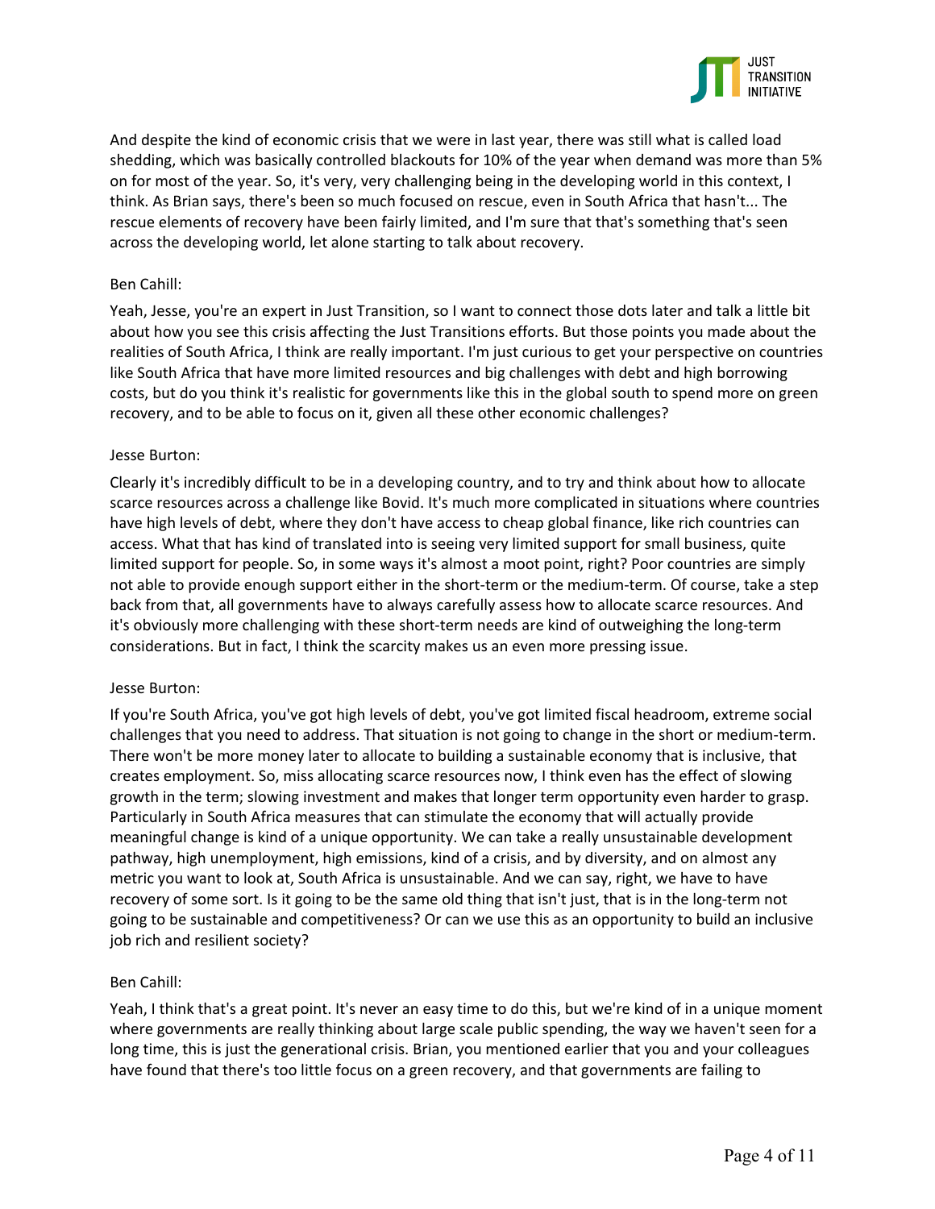And despite the kind of economic crisis that we were in last year, there was still what is called load shedding, which was basically controlled blackouts for 10% of the year when demand was more than 5% on for most of the year. So, it's very, very challenging being in the developing world in this context, I think. As Brian says, there's been so much focused on rescue, even in South Africa that hasn't... The rescue elements of recovery have been fairly limited, and I'm sure that that's something that's seen across the developing world, let alone starting to talk about recovery.

Ben Cahill:

Yeah, Jesse, you're an expert in Just Transition, so I want to connect those dots later and talk a little bit about how you see this crisis affecting the Just Transitions efforts. But those points you made about the realities of South Africa, I think are really important. I'm just curious to get your perspective on countries like South Africa that have more limited resources and big challenges with debt and high borrowing costs, but do you think it's realistic for governments like this in the global south to spend more on green recovery, and to be able to focus on it, given all these other economic challenges?

Jesse Burton:

Clearly it's incredibly difficult to be in a developing country, and to try and think about how to allocate scarce resources across a challenge like Bovid. It's much more complicated in situations where countries have high levels of debt, where they don't have access to cheap global finance, like rich countries can access. What that has kind of translated into is seeing very limited support for small business, quite limited support for people. So, in some ways it's almost a moot point, right? Poor countries are simply not able to provide enough support either in the short-term or the medium-term. Of course, take a step back from that, all governments have to always carefully assess how to allocate scarce resources. And it's obviously more challenging with these short-term needs are kind of outweighing the long-term considerations. But in fact, I think the scarcity makes us an even more pressing issue.

Jesse Burton:

If you're South Africa, you've got high levels of debt, you've got limited fiscal headroom, extreme social challenges that you need to address. That situation is not going to change in the short or medium-term. There won't be more money later to allocate to building a sustainable economy that is inclusive, that creates employment. So, miss allocating scarce resources now, I think even has the effect of slowing growth in the term; slowing investment and makes that longer term opportunity even harder to grasp. Particularly in South Africa measures that can stimulate the economy that will actually provide meaningful change is kind of a unique opportunity. We can take a really unsustainable development pathway, high unemployment, high emissions, kind of a crisis, and by diversity, and on almost any metric you want to look at, South Africa is unsustainable. And we can say, right, we have to have recovery of some sort. Is it going to be the same old thing that isn't just, that is in the long-term not going to be sustainable and competitiveness? Or can we use this as an opportunity to build an inclusive job rich and resilient society?

Ben Cahill:

Yeah, I think that's a great point. It's never an easy time to do this, but we're kind of in a unique moment where governments are really thinking about large scale public spending, the way we haven't seen for a long time, this is just the generational crisis. Brian, you mentioned earlier that you and your colleagues have found that there's too little focus on a green recovery, and that governments are failing to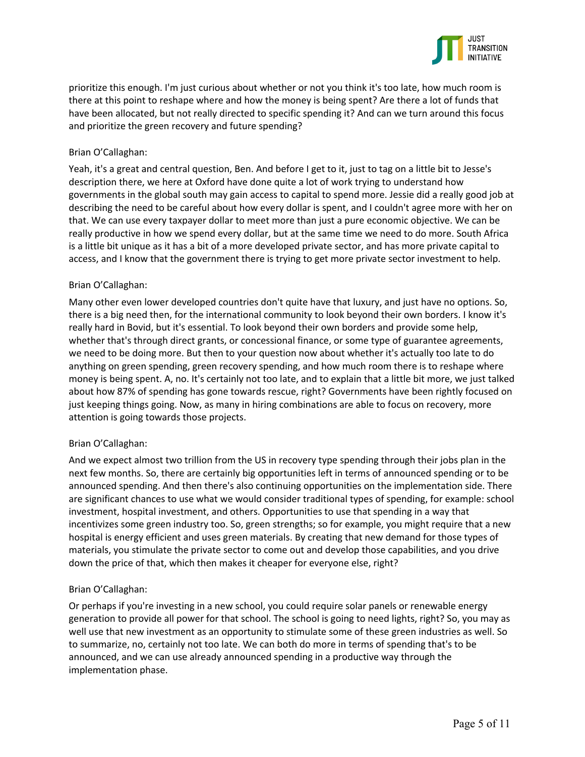prioritize this enough. I'm just curious about whether or not you think it's too late, how much room is there at this point to reshape where and how the money is being spent? Are there a lot of funds that have been allocated, but not really directed to specific spending it? And can we turn around this focus and prioritize the green recovery and future spending?

Brian O'Callaghan:

Yeah, it's a great and central question, Ben. And before I get to it, just to tag on a little bit to Jesse's description there, we here at Oxford have done quite a lot of work trying to understand how governments in the global south may gain access to capital to spend more. Jessie did a really good job at describing the need to be careful about how every dollar is spent, and I couldn't agree more with her on that. We can use every taxpayer dollar to meet more than just a pure economic objective. We can be really productive in how we spend every dollar, but at the same time we need to do more. South Africa is a little bit unique as it has a bit of a more developed private sector, and has more private capital to access, and I know that the government there is trying to get more private sector investment to help.

Brian O'Callaghan:

Many other even lower developed countries don't quite have that luxury, and just have no options. So, there is a big need then, for the international community to look beyond their own borders. I know it's really hard in Bovid, but it's essential. To look beyond their own borders and provide some help, whether that's through direct grants, or concessional finance, or some type of guarantee agreements, we need to be doing more. But then to your question now about whether it's actually too late to do anything on green spending, green recovery spending, and how much room there is to reshape where money is being spent. A, no. It's certainly not too late, and to explain that a little bit more, we just talked about how 87% of spending has gone towards rescue, right? Governments have been rightly focused on just keeping things going. Now, as many in hiring combinations are able to focus on recovery, more attention is going towards those projects.

Brian O'Callaghan:

And we expect almost two trillion from the US in recovery type spending through their jobs plan in the next few months. So, there are certainly big opportunities left in terms of announced spending or to be announced spending. And then there's also continuing opportunities on the implementation side. There are significant chances to use what we would consider traditional types of spending, for example: school investment, hospital investment, and others. Opportunities to use that spending in a way that incentivizes some green industry too. So, green strengths; so for example, you might require that a new hospital is energy efficient and uses green materials. By creating that new demand for those types of materials, you stimulate the private sector to come out and develop those capabilities, and you drive down the price of that, which then makes it cheaper for everyone else, right?

Brian O'Callaghan:

Or perhaps if you're investing in a new school, you could require solar panels or renewable energy generation to provide all power for that school. The school is going to need lights, right? So, you may as well use that new investment as an opportunity to stimulate some of these green industries as well. So to summarize, no, certainly not too late. We can both do more in terms of spending that's to be announced, and we can use already announced spending in a productive way through the implementation phase.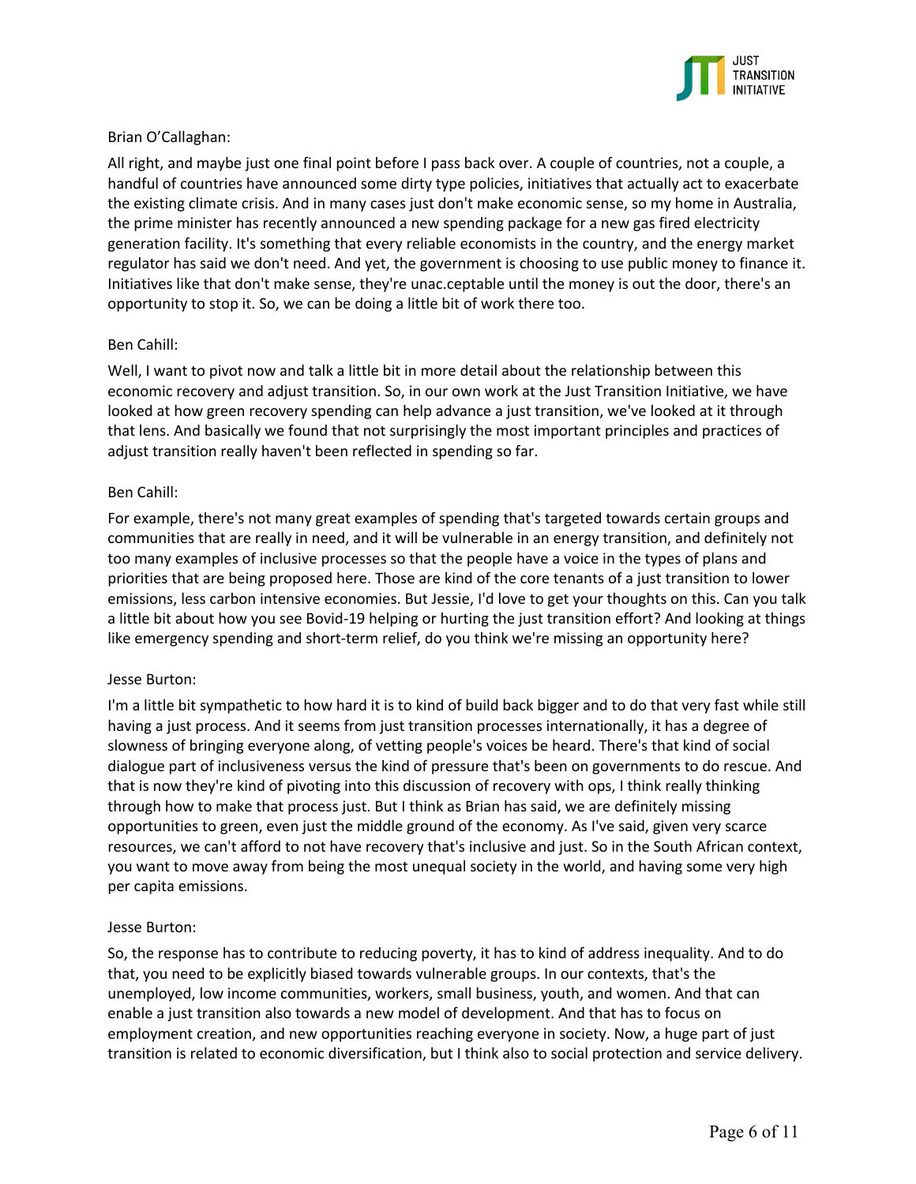Brian O'Callaghan:

All right, and maybe just one final point before I pass back over. A couple of countries, not a couple, a handful of countries have announced some dirty type policies, initiatives that actually act to exacerbate the existing climate crisis. And in many cases just don't make economic sense, so my home in Australia, the prime minister has recently announced a new spending package for a new gas fired electricity generation facility. It's something that every reliable economists in the country, and the energy market regulator has said we don't need. And yet, the government is choosing to use public money to finance it. Initiatives like that don't make sense, they're unac.ceptable until the money is out the door, there's an opportunity to stop it. So, we can be doing a little bit of work there too.

Ben Cahill:

Well, I want to pivot now and talk a little bit in more detail about the relationship between this economic recovery and adjust transition. So, in our own work at the Just Transition Initiative, we have looked at how green recovery spending can help advance a just transition, we've looked at it through that lens. And basically we found that not surprisingly the most important principles and practices of adjust transition really haven't been reflected in spending so far.

Ben Cahill:

For example, there's not many great examples of spending that's targeted towards certain groups and communities that are really in need, and it will be vulnerable in an energy transition, and definitely not too many examples of inclusive processes so that the people have a voice in the types of plans and priorities that are being proposed here. Those are kind of the core tenants of a just transition to lower emissions, less carbon intensive economies. But Jessie, I'd love to get your thoughts on this. Can you talk a little bit about how you see Bovid-19 helping or hurting the just transition effort? And looking at things like emergency spending and short-term relief, do you think we're missing an opportunity here?

Jesse Burton:

I'm a little bit sympathetic to how hard it is to kind of build back bigger and to do that very fast while still having a just process. And it seems from just transition processes internationally, it has a degree of slowness of bringing everyone along, of vetting people's voices be heard. There's that kind of social dialogue part of inclusiveness versus the kind of pressure that's been on governments to do rescue. And that is now they're kind of pivoting into this discussion of recovery with ops, I think really thinking through how to make that process just. But I think as Brian has said, we are definitely missing opportunities to green, even just the middle ground of the economy. As I've said, given very scarce resources, we can't afford to not have recovery that's inclusive and just. So in the South African context, you want to move away from being the most unequal society in the world, and having some very high per capita emissions.

Jesse Burton:

So, the response has to contribute to reducing poverty, it has to kind of address inequality. And to do that, you need to be explicitly biased towards vulnerable groups. In our contexts, that's the unemployed, low income communities, workers, small business, youth, and women. And that can enable a just transition also towards a new model of development. And that has to focus on employment creation, and new opportunities reaching everyone in society. Now, a huge part of just transition is related to economic diversification, but I think also to social protection and service delivery.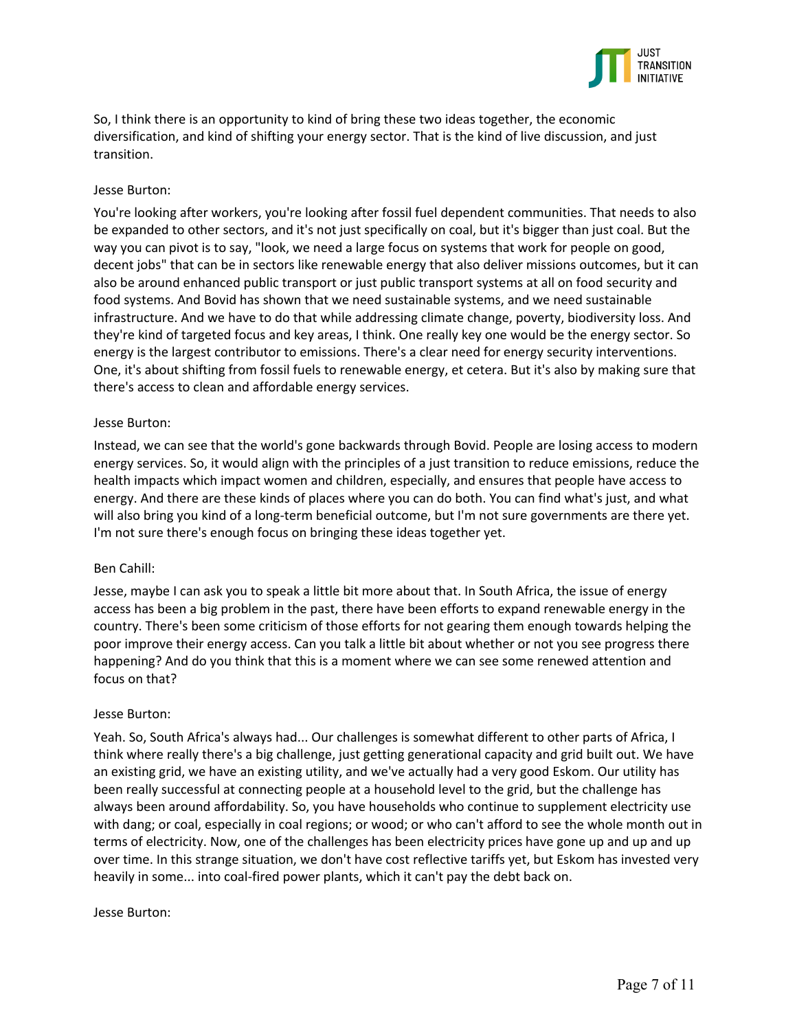So, I think there is an opportunity to kind of bring these two ideas together, the economic diversification, and kind of shifting your energy sector. That is the kind of live discussion, and just transition.

Jesse Burton:

You're looking after workers, you're looking after fossil fuel dependent communities. That needs to also be expanded to other sectors, and it's not just specifically on coal, but it's bigger than just coal. But the way you can pivot is to say, "look, we need a large focus on systems that work for people on good, decent jobs" that can be in sectors like renewable energy that also deliver missions outcomes, but it can also be around enhanced public transport or just public transport systems at all on food security and food systems. And Bovid has shown that we need sustainable systems, and we need sustainable infrastructure. And we have to do that while addressing climate change, poverty, biodiversity loss. And they're kind of targeted focus and key areas, I think. One really key one would be the energy sector. So energy is the largest contributor to emissions. There's a clear need for energy security interventions. One, it's about shifting from fossil fuels to renewable energy, et cetera. But it's also by making sure that there's access to clean and affordable energy services.

Jesse Burton:

Instead, we can see that the world's gone backwards through Bovid. People are losing access to modern energy services. So, it would align with the principles of a just transition to reduce emissions, reduce the health impacts which impact women and children, especially, and ensures that people have access to energy. And there are these kinds of places where you can do both. You can find what's just, and what will also bring you kind of a long-term beneficial outcome, but I'm not sure governments are there yet. I'm not sure there's enough focus on bringing these ideas together yet.

Ben Cahill:

Jesse, maybe I can ask you to speak a little bit more about that. In South Africa, the issue of energy access has been a big problem in the past, there have been efforts to expand renewable energy in the country. There's been some criticism of those efforts for not gearing them enough towards helping the poor improve their energy access. Can you talk a little bit about whether or not you see progress there happening? And do you think that this is a moment where we can see some renewed attention and focus on that?

Jesse Burton:

Yeah. So, South Africa's always had... Our challenges is somewhat different to other parts of Africa, I think where really there's a big challenge, just getting generational capacity and grid built out. We have an existing grid, we have an existing utility, and we've actually had a very good Eskom. Our utility has been really successful at connecting people at a household level to the grid, but the challenge has always been around affordability. So, you have households who continue to supplement electricity use with dang; or coal, especially in coal regions; or wood; or who can't afford to see the whole month out in terms of electricity. Now, one of the challenges has been electricity prices have gone up and up and up over time. In this strange situation, we don't have cost reflective tariffs yet, but Eskom has invested very heavily in some... into coal-fired power plants, which it can't pay the debt back on.

Jesse Burton: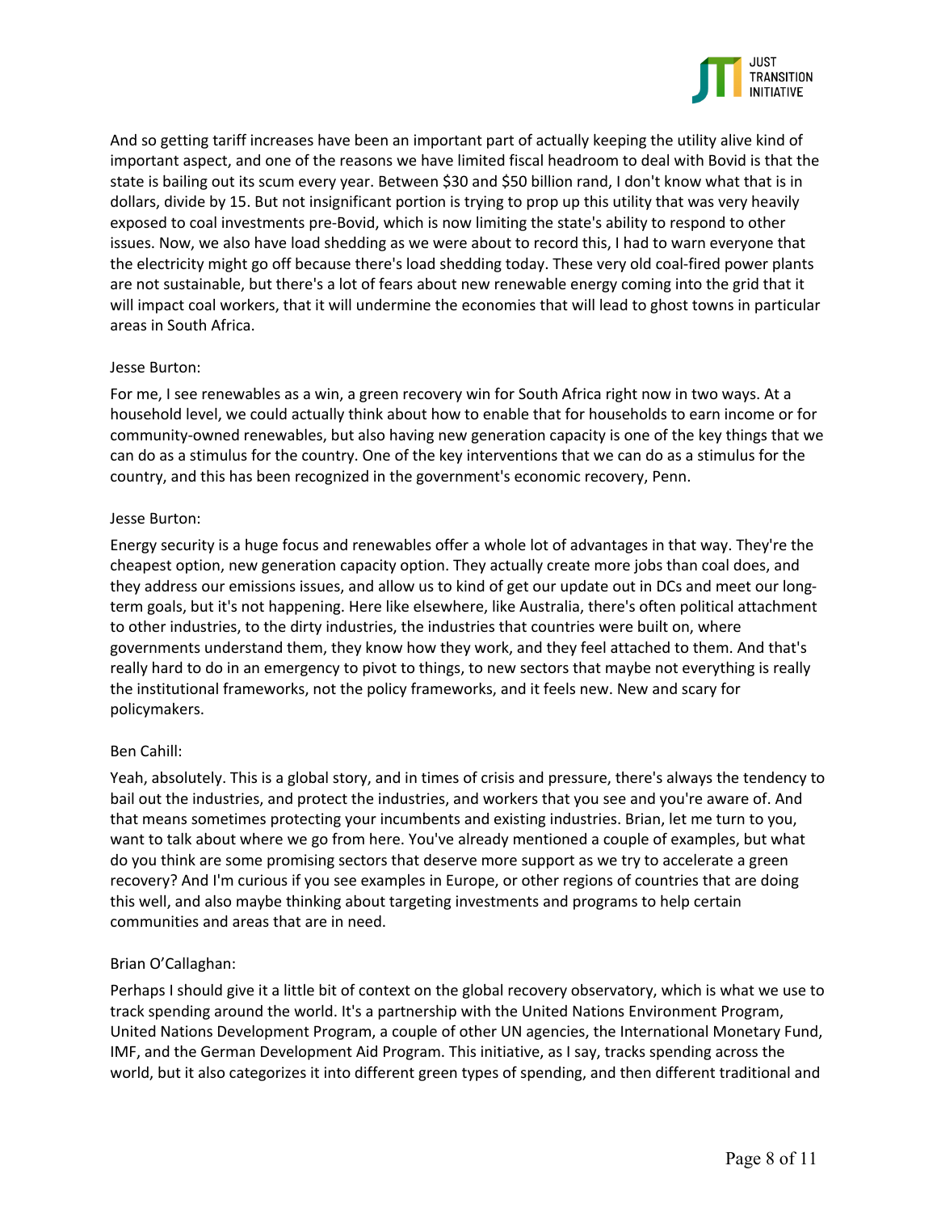And so getting tariff increases have been an important part of actually keeping the utility alive kind of important aspect, and one of the reasons we have limited fiscal headroom to deal with Bovid is that the state is bailing out its scum every year. Between $30 and $50 billion rand, I don't know what that is in dollars, divide by 15. But not insignificant portion is trying to prop up this utility that was very heavily exposed to coal investments pre-Bovid, which is now limiting the state's ability to respond to other issues. Now, we also have load shedding as we were about to record this, I had to warn everyone that the electricity might go off because there's load shedding today. These very old coal-fired power plants are not sustainable, but there's a lot of fears about new renewable energy coming into the grid that it will impact coal workers, that it will undermine the economies that will lead to ghost towns in particular areas in South Africa.

Jesse Burton:

For me, I see renewables as a win, a green recovery win for South Africa right now in two ways. At a household level, we could actually think about how to enable that for households to earn income or for community-owned renewables, but also having new generation capacity is one of the key things that we can do as a stimulus for the country. One of the key interventions that we can do as a stimulus for the country, and this has been recognized in the government's economic recovery, Penn.

Jesse Burton:

Energy security is a huge focus and renewables offer a whole lot of advantages in that way. They're the cheapest option, new generation capacity option. They actually create more jobs than coal does, and they address our emissions issues, and allow us to kind of get our update out in DCs and meet our long-term goals, but it's not happening. Here like elsewhere, like Australia, there's often political attachment to other industries, to the dirty industries, the industries that countries were built on, where governments understand them, they know how they work, and they feel attached to them. And that's really hard to do in an emergency to pivot to things, to new sectors that maybe not everything is really the institutional frameworks, not the policy frameworks, and it feels new. New and scary for policymakers.

Ben Cahill:

Yeah, absolutely. This is a global story, and in times of crisis and pressure, there's always the tendency to bail out the industries, and protect the industries, and workers that you see and you're aware of. And that means sometimes protecting your incumbents and existing industries. Brian, let me turn to you, want to talk about where we go from here. You've already mentioned a couple of examples, but what do you think are some promising sectors that deserve more support as we try to accelerate a green recovery? And I'm curious if you see examples in Europe, or other regions of countries that are doing this well, and also maybe thinking about targeting investments and programs to help certain communities and areas that are in need.

Brian O'Callaghan:

Perhaps I should give it a little bit of context on the global recovery observatory, which is what we use to track spending around the world. It's a partnership with the United Nations Environment Program, United Nations Development Program, a couple of other UN agencies, the International Monetary Fund, IMF, and the German Development Aid Program. This initiative, as I say, tracks spending across the world, but it also categorizes it into different green types of spending, and then different traditional and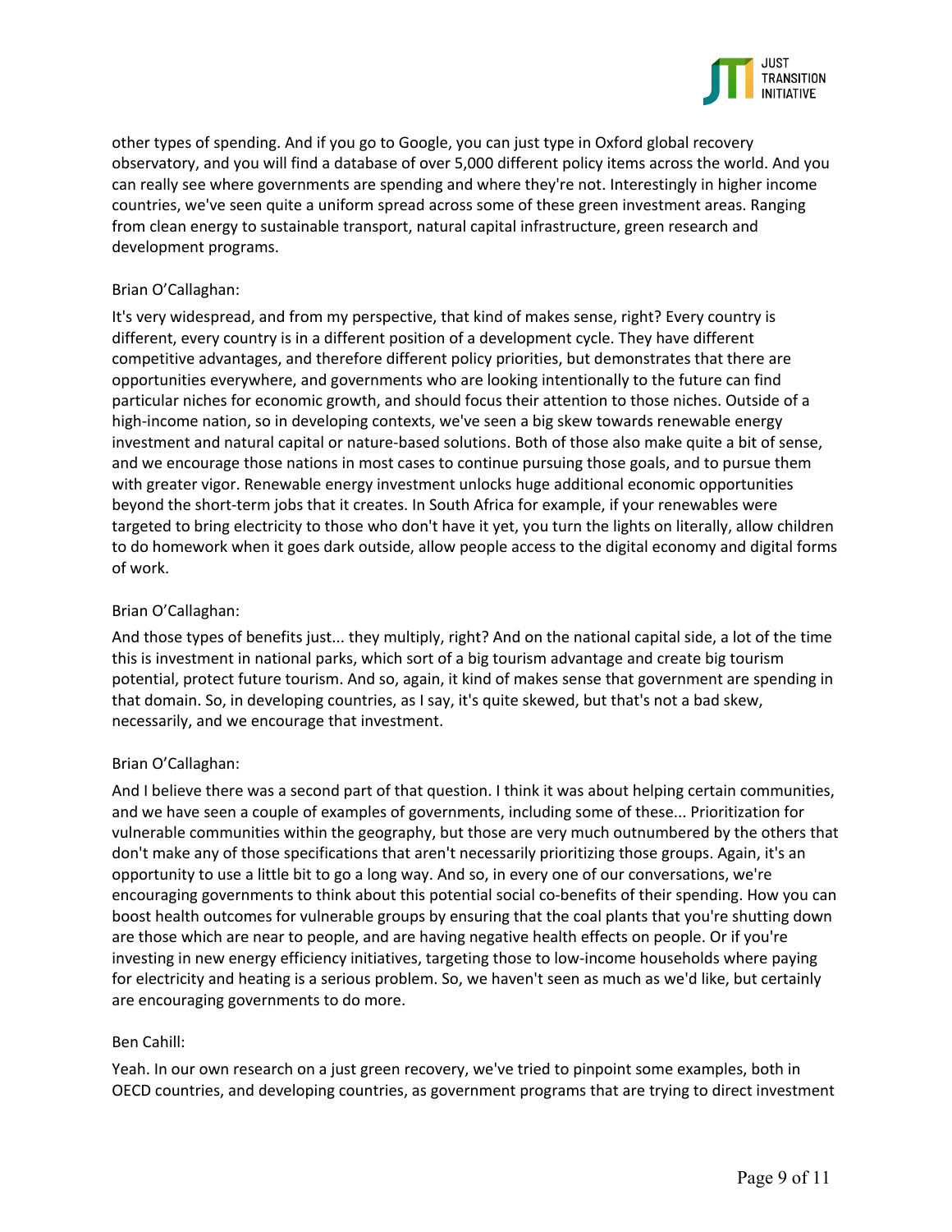other types of spending. And if you go to Google, you can just type in Oxford global recovery observatory, and you will find a database of over 5,000 different policy items across the world. And you can really see where governments are spending and where they're not. Interestingly in higher income countries, we've seen quite a uniform spread across some of these green investment areas. Ranging from clean energy to sustainable transport, natural capital infrastructure, green research and development programs.

Brian O'Callaghan:

It's very widespread, and from my perspective, that kind of makes sense, right? Every country is different, every country is in a different position of a development cycle. They have different competitive advantages, and therefore different policy priorities, but demonstrates that there are opportunities everywhere, and governments who are looking intentionally to the future can find particular niches for economic growth, and should focus their attention to those niches. Outside of a high-income nation, so in developing contexts, we've seen a big skew towards renewable energy investment and natural capital or nature-based solutions. Both of those also make quite a bit of sense, and we encourage those nations in most cases to continue pursuing those goals, and to pursue them with greater vigor. Renewable energy investment unlocks huge additional economic opportunities beyond the short-term jobs that it creates. In South Africa for example, if your renewables were targeted to bring electricity to those who don't have it yet, you turn the lights on literally, allow children to do homework when it goes dark outside, allow people access to the digital economy and digital forms of work.

Brian O'Callaghan:

And those types of benefits just... they multiply, right? And on the national capital side, a lot of the time this is investment in national parks, which sort of a big tourism advantage and create big tourism potential, protect future tourism. And so, again, it kind of makes sense that government are spending in that domain. So, in developing countries, as I say, it's quite skewed, but that's not a bad skew, necessarily, and we encourage that investment.

Brian O'Callaghan:

And I believe there was a second part of that question. I think it was about helping certain communities, and we have seen a couple of examples of governments, including some of these... Prioritization for vulnerable communities within the geography, but those are very much outnumbered by the others that don't make any of those specifications that aren't necessarily prioritizing those groups. Again, it's an opportunity to use a little bit to go a long way. And so, in every one of our conversations, we're encouraging governments to think about this potential social co-benefits of their spending. How you can boost health outcomes for vulnerable groups by ensuring that the coal plants that you're shutting down are those which are near to people, and are having negative health effects on people. Or if you're investing in new energy efficiency initiatives, targeting those to low-income households where paying for electricity and heating is a serious problem. So, we haven't seen as much as we'd like, but certainly are encouraging governments to do more.

Ben Cahill:

Yeah. In our own research on a just green recovery, we've tried to pinpoint some examples, both in OECD countries, and developing countries, as government programs that are trying to direct investment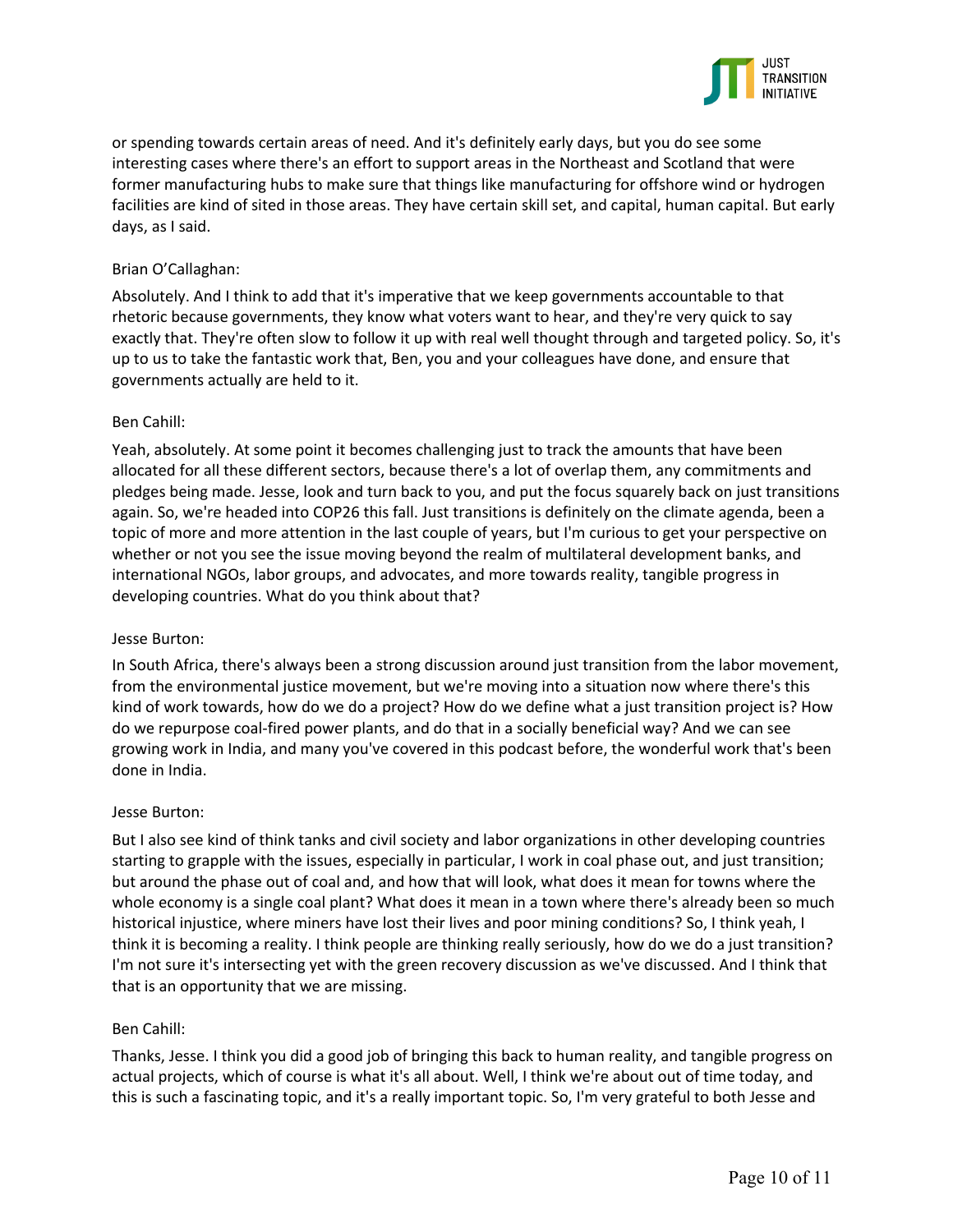or spending towards certain areas of need. And it's definitely early days, but you do see some interesting cases where there's an effort to support areas in the Northeast and Scotland that were former manufacturing hubs to make sure that things like manufacturing for offshore wind or hydrogen facilities are kind of sited in those areas. They have certain skill set, and capital, human capital. But early days, as I said.

Brian O'Callaghan:

Absolutely. And I think to add that it's imperative that we keep governments accountable to that rhetoric because governments, they know what voters want to hear, and they're very quick to say exactly that. They're often slow to follow it up with real well thought through and targeted policy. So, it's up to us to take the fantastic work that, Ben, you and your colleagues have done, and ensure that governments actually are held to it.

Ben Cahill:

Yeah, absolutely. At some point it becomes challenging just to track the amounts that have been allocated for all these different sectors, because there's a lot of overlap them, any commitments and pledges being made. Jesse, look and turn back to you, and put the focus squarely back on just transitions again. So, we're headed into COP26 this fall. Just transitions is definitely on the climate agenda, been a topic of more and more attention in the last couple of years, but I'm curious to get your perspective on whether or not you see the issue moving beyond the realm of multilateral development banks, and international NGOs, labor groups, and advocates, and more towards reality, tangible progress in developing countries. What do you think about that?

Jesse Burton:

In South Africa, there's always been a strong discussion around just transition from the labor movement, from the environmental justice movement, but we're moving into a situation now where there's this kind of work towards, how do we do a project? How do we define what a just transition project is? How do we repurpose coal-fired power plants, and do that in a socially beneficial way? And we can see growing work in India, and many you've covered in this podcast before, the wonderful work that's been done in India.

Jesse Burton:

But I also see kind of think tanks and civil society and labor organizations in other developing countries starting to grapple with the issues, especially in particular, I work in coal phase out, and just transition; but around the phase out of coal and, and how that will look, what does it mean for towns where the whole economy is a single coal plant? What does it mean in a town where there's already been so much historical injustice, where miners have lost their lives and poor mining conditions? So, I think yeah, I think it is becoming a reality. I think people are thinking really seriously, how do we do a just transition? I'm not sure it's intersecting yet with the green recovery discussion as we've discussed. And I think that that is an opportunity that we are missing.

Ben Cahill:

Thanks, Jesse. I think you did a good job of bringing this back to human reality, and tangible progress on actual projects, which of course is what it's all about. Well, I think we're about out of time today, and this is such a fascinating topic, and it's a really important topic. So, I'm very grateful to both Jesse and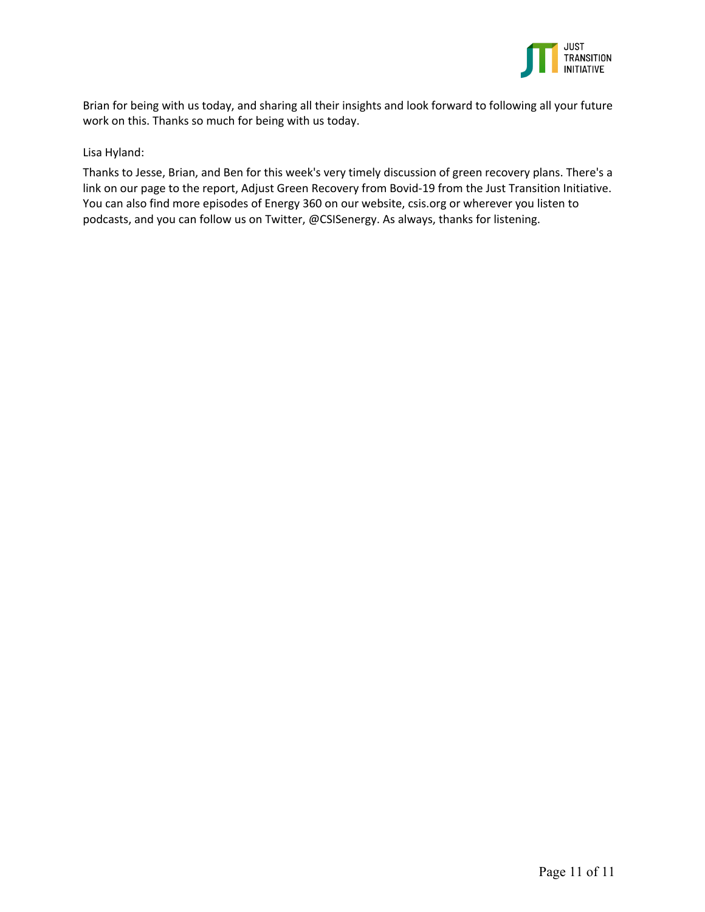Brian for being with us today, and sharing all their insights and look forward to following all your future work on this. Thanks so much for being with us today.

Lisa Hyland:

Thanks to Jesse, Brian, and Ben for this week's very timely discussion of green recovery plans. There's a link on our page to the report, Adjust Green Recovery from Bovid-19 from the Just Transition Initiative. You can also find more episodes of Energy 360 on our website, csis.org or wherever you listen to podcasts, and you can follow us on Twitter, @CSISenergy. As always, thanks for listening.